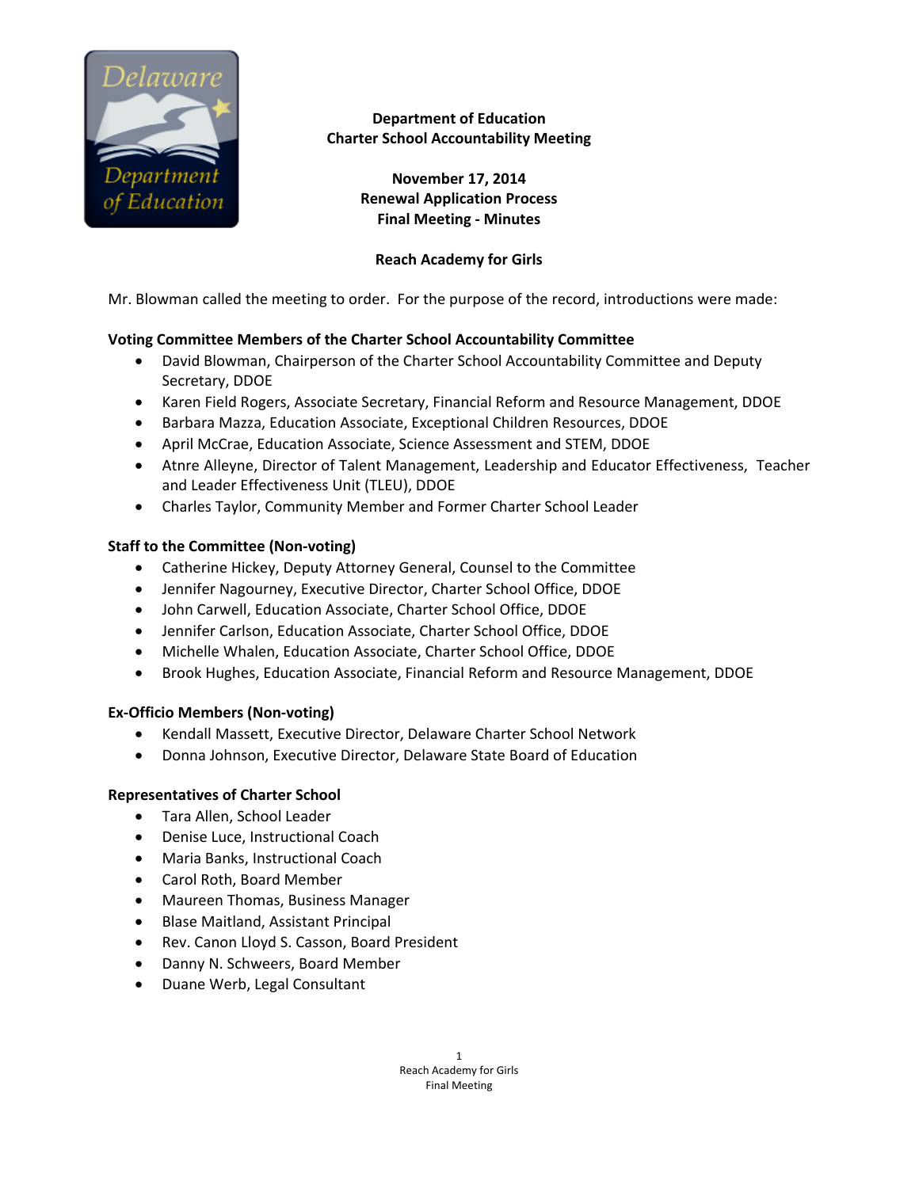# Department of Education
## Charter School Accountability Meeting

**November 17, 2014**
**Renewal Application Process**
**Final Meeting - Minutes**

**Reach Academy for Girls**

Mr. Blowman called the meeting to order. For the purpose of the record, introductions were made:

**Voting Committee Members of the Charter School Accountability Committee**

- David Blowman, Chairperson of the Charter School Accountability Committee and Deputy Secretary, DDOE
- Karen Field Rogers, Associate Secretary, Financial Reform and Resource Management, DDOE
- Barbara Mazza, Education Associate, Exceptional Children Resources, DDOE
- April McCrae, Education Associate, Science Assessment and STEM, DDOE
- Atnre Alleyne, Director of Talent Management, Leadership and Educator Effectiveness, Teacher and Leader Effectiveness Unit (TLEU), DDOE
- Charles Taylor, Community Member and Former Charter School Leader

**Staff to the Committee (Non-voting)**

- Catherine Hickey, Deputy Attorney General, Counsel to the Committee
- Jennifer Nagourney, Executive Director, Charter School Office, DDOE
- John Carwell, Education Associate, Charter School Office, DDOE
- Jennifer Carlson, Education Associate, Charter School Office, DDOE
- Michelle Whalen, Education Associate, Charter School Office, DDOE
- Brook Hughes, Education Associate, Financial Reform and Resource Management, DDOE

**Ex-Officio Members (Non-voting)**

- Kendall Massett, Executive Director, Delaware Charter School Network
- Donna Johnson, Executive Director, Delaware State Board of Education

**Representatives of Charter School**

- Tara Allen, School Leader
- Denise Luce, Instructional Coach
- Maria Banks, Instructional Coach
- Carol Roth, Board Member
- Maureen Thomas, Business Manager
- Blase Maitland, Assistant Principal
- Rev. Canon Lloyd S. Casson, Board President
- Danny N. Schweers, Board Member
- Duane Werb, Legal Consultant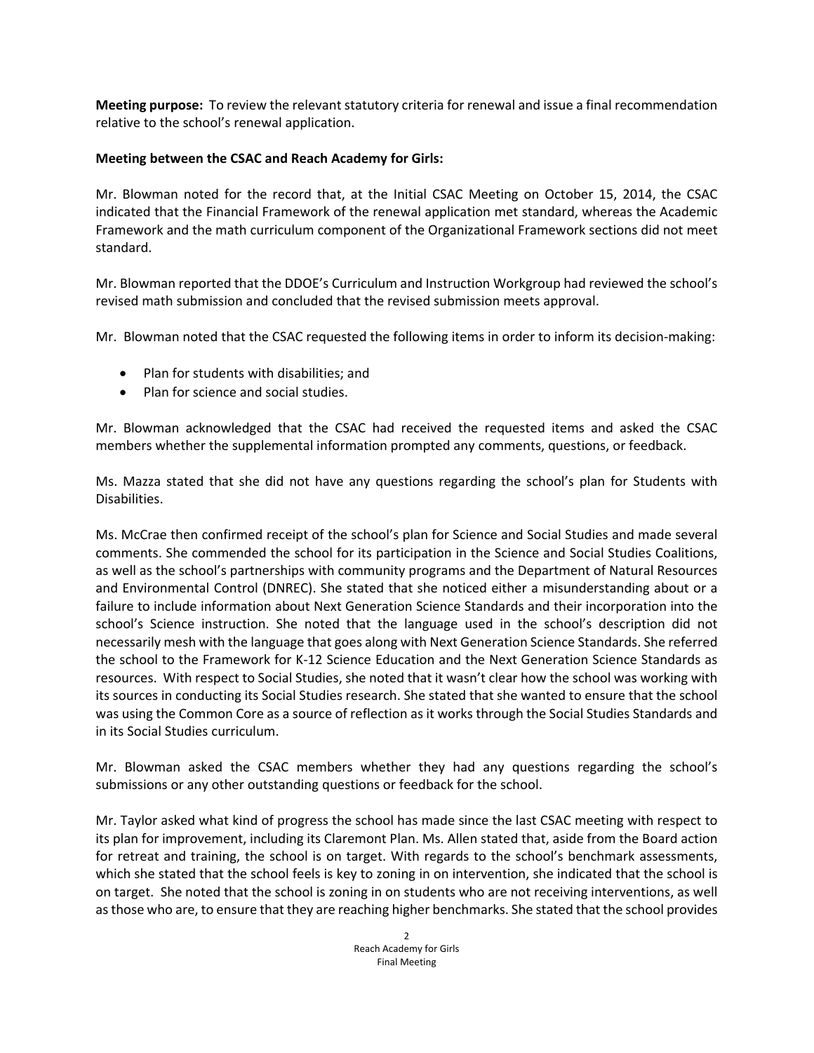**Meeting purpose:** To review the relevant statutory criteria for renewal and issue a final recommendation relative to the school's renewal application.

**Meeting between the CSAC and Reach Academy for Girls:**

Mr. Blowman noted for the record that, at the Initial CSAC Meeting on October 15, 2014, the CSAC indicated that the Financial Framework of the renewal application met standard, whereas the Academic Framework and the math curriculum component of the Organizational Framework sections did not meet standard.

Mr. Blowman reported that the DDOE's Curriculum and Instruction Workgroup had reviewed the school's revised math submission and concluded that the revised submission meets approval.

Mr. Blowman noted that the CSAC requested the following items in order to inform its decision-making:

- Plan for students with disabilities; and
- Plan for science and social studies.

Mr. Blowman acknowledged that the CSAC had received the requested items and asked the CSAC members whether the supplemental information prompted any comments, questions, or feedback.

Ms. Mazza stated that she did not have any questions regarding the school's plan for Students with Disabilities.

Ms. McCrae then confirmed receipt of the school's plan for Science and Social Studies and made several comments. She commended the school for its participation in the Science and Social Studies Coalitions, as well as the school's partnerships with community programs and the Department of Natural Resources and Environmental Control (DNREC). She stated that she noticed either a misunderstanding about or a failure to include information about Next Generation Science Standards and their incorporation into the school's Science instruction. She noted that the language used in the school's description did not necessarily mesh with the language that goes along with Next Generation Science Standards. She referred the school to the Framework for K-12 Science Education and the Next Generation Science Standards as resources. With respect to Social Studies, she noted that it wasn't clear how the school was working with its sources in conducting its Social Studies research. She stated that she wanted to ensure that the school was using the Common Core as a source of reflection as it works through the Social Studies Standards and in its Social Studies curriculum.

Mr. Blowman asked the CSAC members whether they had any questions regarding the school's submissions or any other outstanding questions or feedback for the school.

Mr. Taylor asked what kind of progress the school has made since the last CSAC meeting with respect to its plan for improvement, including its Claremont Plan. Ms. Allen stated that, aside from the Board action for retreat and training, the school is on target. With regards to the school's benchmark assessments, which she stated that the school feels is key to zoning in on intervention, she indicated that the school is on target. She noted that the school is zoning in on students who are not receiving interventions, as well as those who are, to ensure that they are reaching higher benchmarks. She stated that the school provides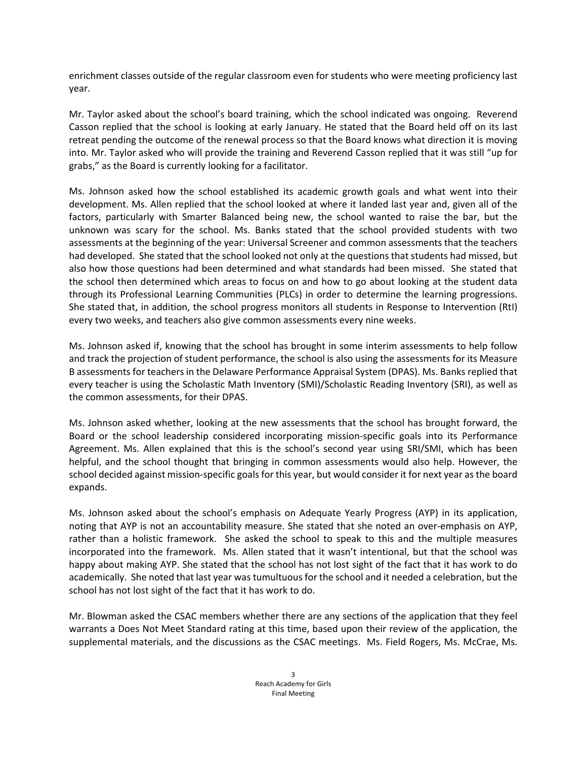enrichment classes outside of the regular classroom even for students who were meeting proficiency last year.

Mr. Taylor asked about the school's board training, which the school indicated was ongoing. Reverend Casson replied that the school is looking at early January. He stated that the Board held off on its last retreat pending the outcome of the renewal process so that the Board knows what direction it is moving into. Mr. Taylor asked who will provide the training and Reverend Casson replied that it was still "up for grabs," as the Board is currently looking for a facilitator.

Ms. Johnson asked how the school established its academic growth goals and what went into their development. Ms. Allen replied that the school looked at where it landed last year and, given all of the factors, particularly with Smarter Balanced being new, the school wanted to raise the bar, but the unknown was scary for the school. Ms. Banks stated that the school provided students with two assessments at the beginning of the year: Universal Screener and common assessments that the teachers had developed. She stated that the school looked not only at the questions that students had missed, but also how those questions had been determined and what standards had been missed. She stated that the school then determined which areas to focus on and how to go about looking at the student data through its Professional Learning Communities (PLCs) in order to determine the learning progressions. She stated that, in addition, the school progress monitors all students in Response to Intervention (RtI) every two weeks, and teachers also give common assessments every nine weeks.

Ms. Johnson asked if, knowing that the school has brought in some interim assessments to help follow and track the projection of student performance, the school is also using the assessments for its Measure B assessments for teachers in the Delaware Performance Appraisal System (DPAS). Ms. Banks replied that every teacher is using the Scholastic Math Inventory (SMI)/Scholastic Reading Inventory (SRI), as well as the common assessments, for their DPAS.

Ms. Johnson asked whether, looking at the new assessments that the school has brought forward, the Board or the school leadership considered incorporating mission-specific goals into its Performance Agreement. Ms. Allen explained that this is the school's second year using SRI/SMI, which has been helpful, and the school thought that bringing in common assessments would also help. However, the school decided against mission-specific goals for this year, but would consider it for next year as the board expands.

Ms. Johnson asked about the school's emphasis on Adequate Yearly Progress (AYP) in its application, noting that AYP is not an accountability measure. She stated that she noted an over-emphasis on AYP, rather than a holistic framework. She asked the school to speak to this and the multiple measures incorporated into the framework. Ms. Allen stated that it wasn't intentional, but that the school was happy about making AYP. She stated that the school has not lost sight of the fact that it has work to do academically. She noted that last year was tumultuous for the school and it needed a celebration, but the school has not lost sight of the fact that it has work to do.

Mr. Blowman asked the CSAC members whether there are any sections of the application that they feel warrants a Does Not Meet Standard rating at this time, based upon their review of the application, the supplemental materials, and the discussions as the CSAC meetings. Ms. Field Rogers, Ms. McCrae, Ms.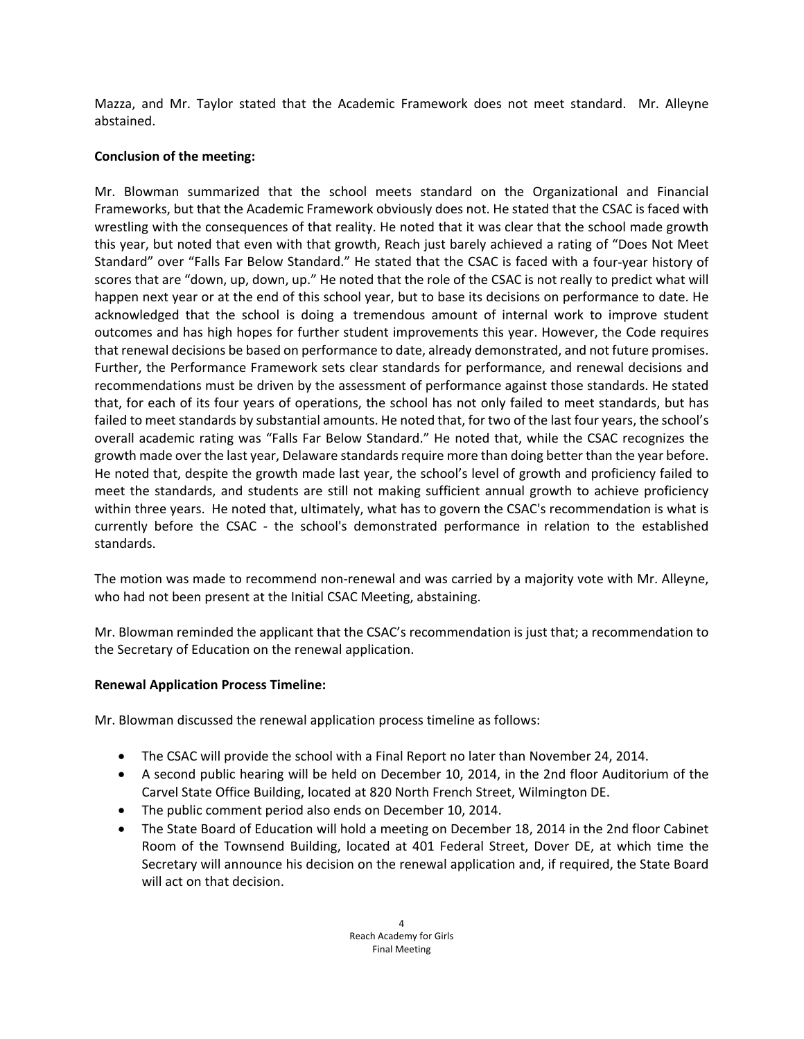Mazza, and Mr. Taylor stated that the Academic Framework does not meet standard. Mr. Alleyne abstained.

**Conclusion of the meeting:**

Mr. Blowman summarized that the school meets standard on the Organizational and Financial Frameworks, but that the Academic Framework obviously does not. He stated that the CSAC is faced with wrestling with the consequences of that reality. He noted that it was clear that the school made growth this year, but noted that even with that growth, Reach just barely achieved a rating of "Does Not Meet Standard" over "Falls Far Below Standard." He stated that the CSAC is faced with a four-year history of scores that are "down, up, down, up." He noted that the role of the CSAC is not really to predict what will happen next year or at the end of this school year, but to base its decisions on performance to date. He acknowledged that the school is doing a tremendous amount of internal work to improve student outcomes and has high hopes for further student improvements this year. However, the Code requires that renewal decisions be based on performance to date, already demonstrated, and not future promises. Further, the Performance Framework sets clear standards for performance, and renewal decisions and recommendations must be driven by the assessment of performance against those standards. He stated that, for each of its four years of operations, the school has not only failed to meet standards, but has failed to meet standards by substantial amounts. He noted that, for two of the last four years, the school's overall academic rating was "Falls Far Below Standard." He noted that, while the CSAC recognizes the growth made over the last year, Delaware standards require more than doing better than the year before. He noted that, despite the growth made last year, the school's level of growth and proficiency failed to meet the standards, and students are still not making sufficient annual growth to achieve proficiency within three years. He noted that, ultimately, what has to govern the CSAC's recommendation is what is currently before the CSAC - the school's demonstrated performance in relation to the established standards.

The motion was made to recommend non-renewal and was carried by a majority vote with Mr. Alleyne, who had not been present at the Initial CSAC Meeting, abstaining.

Mr. Blowman reminded the applicant that the CSAC's recommendation is just that; a recommendation to the Secretary of Education on the renewal application.

**Renewal Application Process Timeline:**

Mr. Blowman discussed the renewal application process timeline as follows:

- The CSAC will provide the school with a Final Report no later than November 24, 2014.
- A second public hearing will be held on December 10, 2014, in the 2nd floor Auditorium of the Carvel State Office Building, located at 820 North French Street, Wilmington DE.
- The public comment period also ends on December 10, 2014.
- The State Board of Education will hold a meeting on December 18, 2014 in the 2nd floor Cabinet Room of the Townsend Building, located at 401 Federal Street, Dover DE, at which time the Secretary will announce his decision on the renewal application and, if required, the State Board will act on that decision.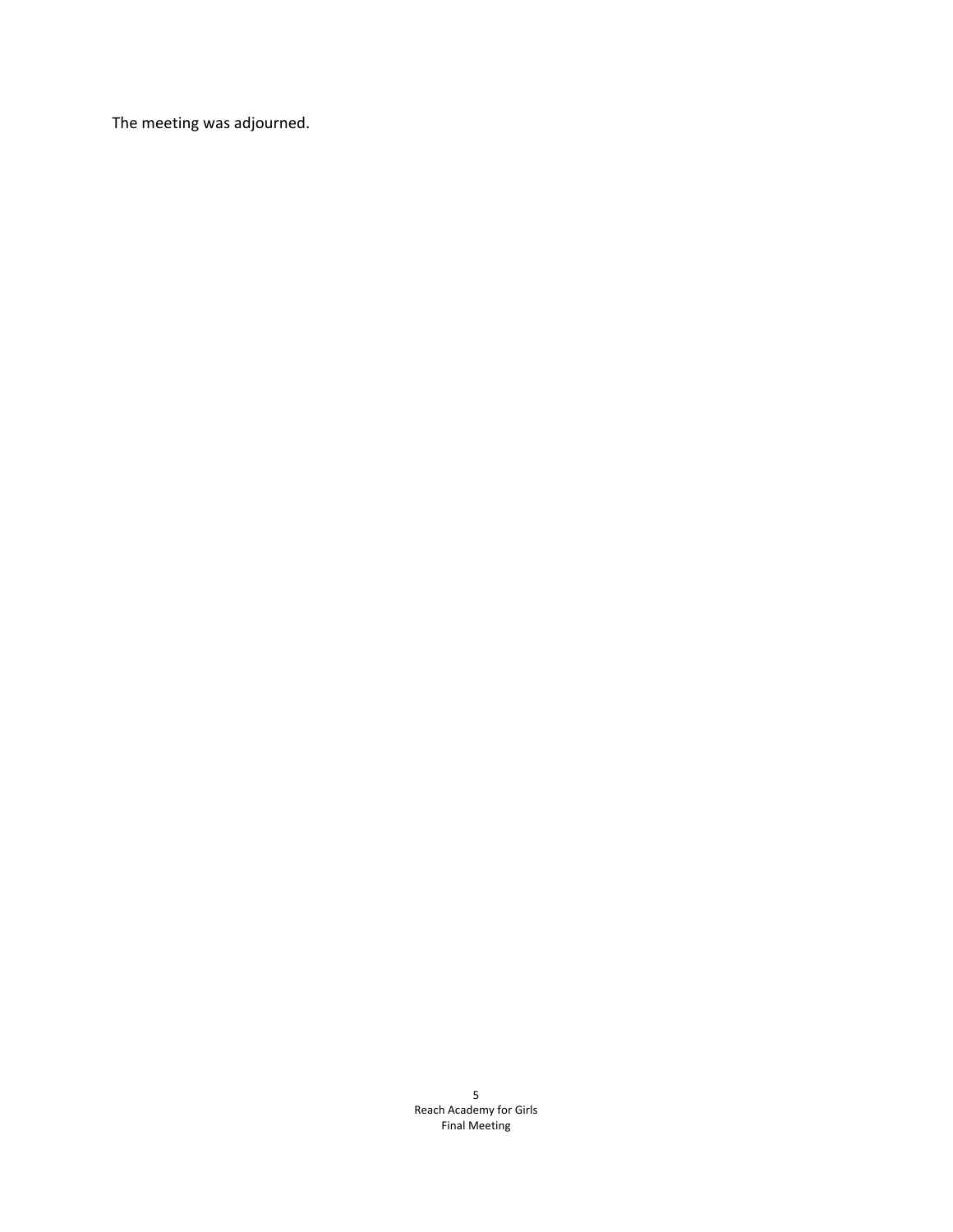The meeting was adjourned.